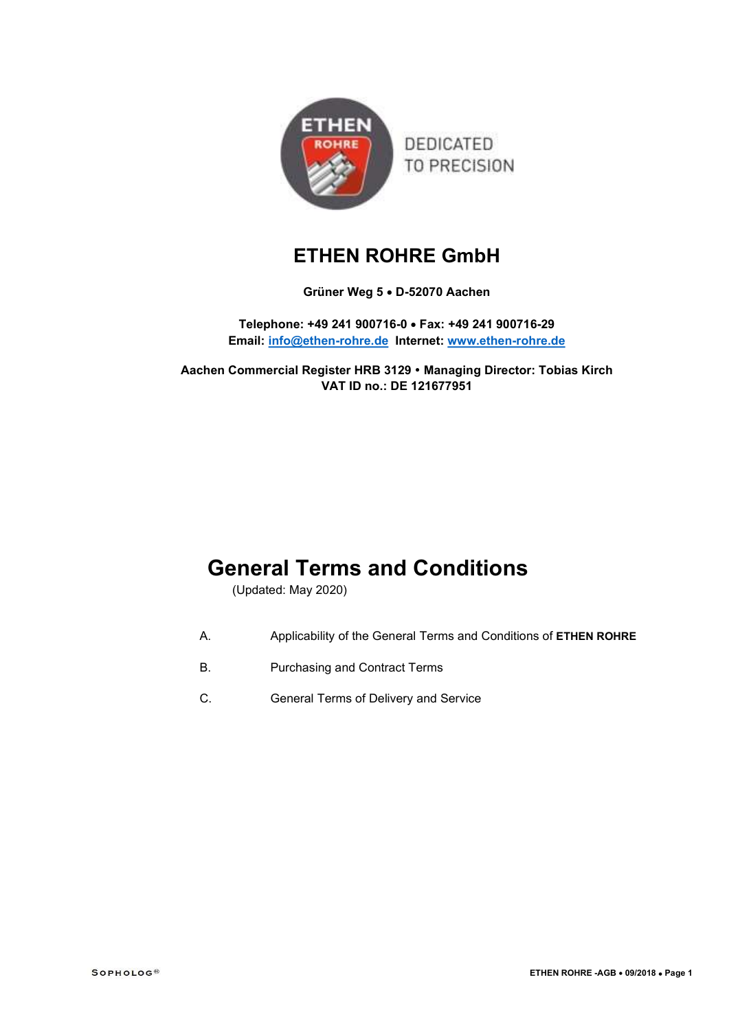# ETHEN ROHRE GmbH

**Grüner Weg 5 • D-52070 Aachen**

**Telephone: +49 241 900716-0 • Fax: +49 241 900716-29**
**Email: info@ethen-rohre.de  Internet: www.ethen-rohre.de**

**Aachen Commercial Register HRB 3129 • Managing Director: Tobias Kirch**
**VAT ID no.: DE 121677951**

# General Terms and Conditions

(Updated: May 2020)

A. Applicability of the General Terms and Conditions of **ETHEN ROHRE**

B. Purchasing and Contract Terms

C. General Terms of Delivery and Service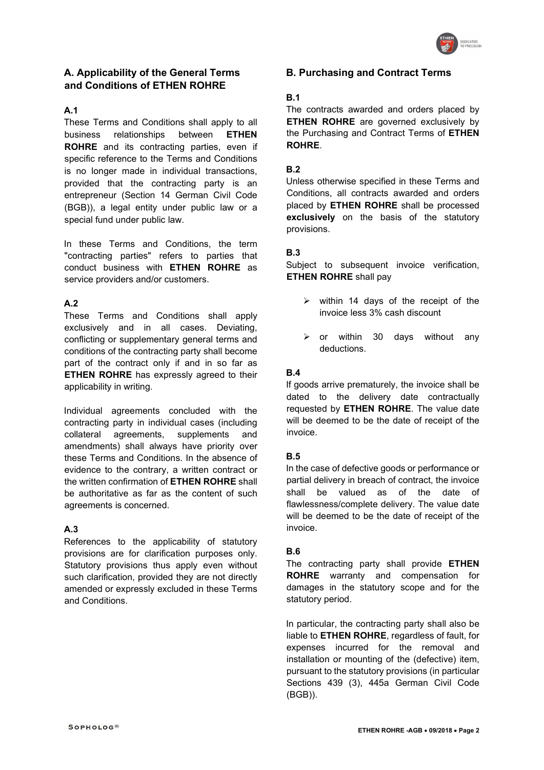## A. Applicability of the General Terms and Conditions of ETHEN ROHRE

### A.1

These Terms and Conditions shall apply to all business relationships between **ETHEN ROHRE** and its contracting parties, even if specific reference to the Terms and Conditions is no longer made in individual transactions, provided that the contracting party is an entrepreneur (Section 14 German Civil Code (BGB)), a legal entity under public law or a special fund under public law.

In these Terms and Conditions, the term "contracting parties" refers to parties that conduct business with **ETHEN ROHRE** as service providers and/or customers.

### A.2

These Terms and Conditions shall apply exclusively and in all cases. Deviating, conflicting or supplementary general terms and conditions of the contracting party shall become part of the contract only if and in so far as **ETHEN ROHRE** has expressly agreed to their applicability in writing.

Individual agreements concluded with the contracting party in individual cases (including collateral agreements, supplements and amendments) shall always have priority over these Terms and Conditions. In the absence of evidence to the contrary, a written contract or the written confirmation of **ETHEN ROHRE** shall be authoritative as far as the content of such agreements is concerned.

### A.3

References to the applicability of statutory provisions are for clarification purposes only. Statutory provisions thus apply even without such clarification, provided they are not directly amended or expressly excluded in these Terms and Conditions.

## B. Purchasing and Contract Terms

### B.1

The contracts awarded and orders placed by **ETHEN ROHRE** are governed exclusively by the Purchasing and Contract Terms of **ETHEN ROHRE**.

### B.2

Unless otherwise specified in these Terms and Conditions, all contracts awarded and orders placed by **ETHEN ROHRE** shall be processed **exclusively** on the basis of the statutory provisions.

### B.3

Subject to subsequent invoice verification, **ETHEN ROHRE** shall pay

- within 14 days of the receipt of the invoice less 3% cash discount
- or within 30 days without any deductions.

### B.4

If goods arrive prematurely, the invoice shall be dated to the delivery date contractually requested by **ETHEN ROHRE**. The value date will be deemed to be the date of receipt of the invoice.

### B.5

In the case of defective goods or performance or partial delivery in breach of contract, the invoice shall be valued as of the date of flawlessness/complete delivery. The value date will be deemed to be the date of receipt of the invoice.

### B.6

The contracting party shall provide **ETHEN ROHRE** warranty and compensation for damages in the statutory scope and for the statutory period.

In particular, the contracting party shall also be liable to **ETHEN ROHRE**, regardless of fault, for expenses incurred for the removal and installation or mounting of the (defective) item, pursuant to the statutory provisions (in particular Sections 439 (3), 445a German Civil Code (BGB)).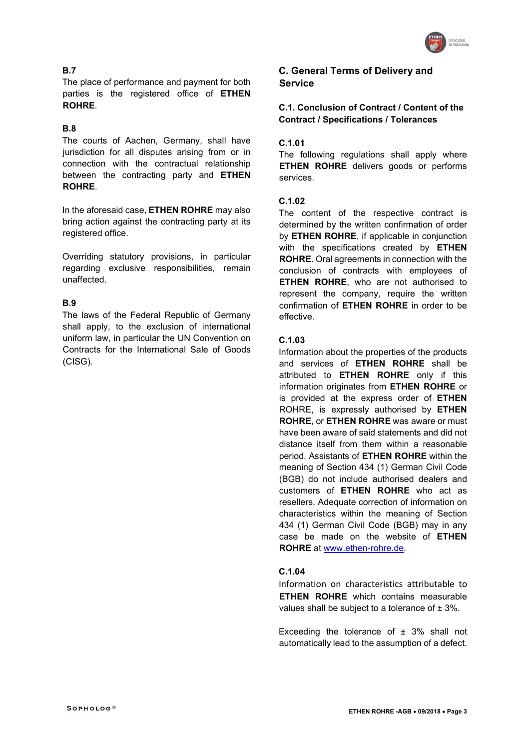### B.7

The place of performance and payment for both parties is the registered office of **ETHEN ROHRE**.

### B.8

The courts of Aachen, Germany, shall have jurisdiction for all disputes arising from or in connection with the contractual relationship between the contracting party and **ETHEN ROHRE**.

In the aforesaid case, **ETHEN ROHRE** may also bring action against the contracting party at its registered office.

Overriding statutory provisions, in particular regarding exclusive responsibilities, remain unaffected.

### B.9

The laws of the Federal Republic of Germany shall apply, to the exclusion of international uniform law, in particular the UN Convention on Contracts for the International Sale of Goods (CISG).

## C. General Terms of Delivery and Service

### C.1. Conclusion of Contract / Content of the Contract / Specifications / Tolerances

### C.1.01

The following regulations shall apply where **ETHEN ROHRE** delivers goods or performs services.

### C.1.02

The content of the respective contract is determined by the written confirmation of order by **ETHEN ROHRE**, if applicable in conjunction with the specifications created by **ETHEN ROHRE**. Oral agreements in connection with the conclusion of contracts with employees of **ETHEN ROHRE**, who are not authorised to represent the company, require the written confirmation of **ETHEN ROHRE** in order to be effective.

### C.1.03

Information about the properties of the products and services of **ETHEN ROHRE** shall be attributed to **ETHEN ROHRE** only if this information originates from **ETHEN ROHRE** or is provided at the express order of **ETHEN** ROHRE, is expressly authorised by **ETHEN ROHRE**, or **ETHEN ROHRE** was aware or must have been aware of said statements and did not distance itself from them within a reasonable period. Assistants of **ETHEN ROHRE** within the meaning of Section 434 (1) German Civil Code (BGB) do not include authorised dealers and customers of **ETHEN ROHRE** who act as resellers. Adequate correction of information on characteristics within the meaning of Section 434 (1) German Civil Code (BGB) may in any case be made on the website of **ETHEN ROHRE** at www.ethen-rohre.de.

### C.1.04

Information on characteristics attributable to **ETHEN ROHRE** which contains measurable values shall be subject to a tolerance of ± 3%.

Exceeding the tolerance of ± 3% shall not automatically lead to the assumption of a defect.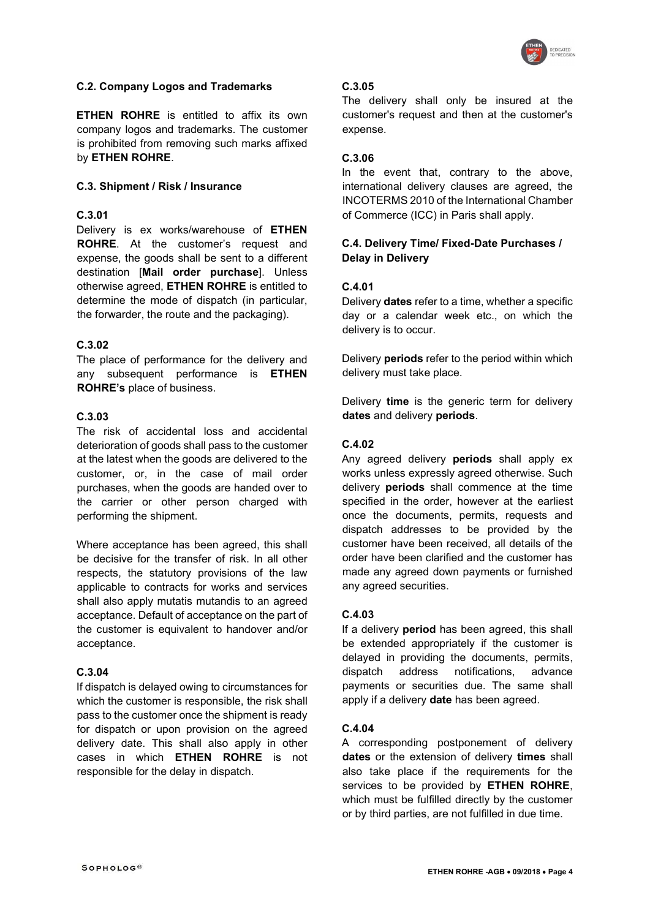### C.2. Company Logos and Trademarks

**ETHEN ROHRE** is entitled to affix its own company logos and trademarks. The customer is prohibited from removing such marks affixed by **ETHEN ROHRE**.

### C.3. Shipment / Risk / Insurance

#### C.3.01

Delivery is ex works/warehouse of **ETHEN ROHRE**. At the customer's request and expense, the goods shall be sent to a different destination [**Mail order purchase**]. Unless otherwise agreed, **ETHEN ROHRE** is entitled to determine the mode of dispatch (in particular, the forwarder, the route and the packaging).

#### C.3.02

The place of performance for the delivery and any subsequent performance is **ETHEN ROHRE's** place of business.

#### C.3.03

The risk of accidental loss and accidental deterioration of goods shall pass to the customer at the latest when the goods are delivered to the customer, or, in the case of mail order purchases, when the goods are handed over to the carrier or other person charged with performing the shipment.

Where acceptance has been agreed, this shall be decisive for the transfer of risk. In all other respects, the statutory provisions of the law applicable to contracts for works and services shall also apply mutatis mutandis to an agreed acceptance. Default of acceptance on the part of the customer is equivalent to handover and/or acceptance.

#### C.3.04

If dispatch is delayed owing to circumstances for which the customer is responsible, the risk shall pass to the customer once the shipment is ready for dispatch or upon provision on the agreed delivery date. This shall also apply in other cases in which **ETHEN ROHRE** is not responsible for the delay in dispatch.

#### C.3.05

The delivery shall only be insured at the customer's request and then at the customer's expense.

#### C.3.06

In the event that, contrary to the above, international delivery clauses are agreed, the INCOTERMS 2010 of the International Chamber of Commerce (ICC) in Paris shall apply.

### C.4. Delivery Time/ Fixed-Date Purchases / Delay in Delivery

#### C.4.01

Delivery **dates** refer to a time, whether a specific day or a calendar week etc., on which the delivery is to occur.

Delivery **periods** refer to the period within which delivery must take place.

Delivery **time** is the generic term for delivery **dates** and delivery **periods**.

#### C.4.02

Any agreed delivery **periods** shall apply ex works unless expressly agreed otherwise. Such delivery **periods** shall commence at the time specified in the order, however at the earliest once the documents, permits, requests and dispatch addresses to be provided by the customer have been received, all details of the order have been clarified and the customer has made any agreed down payments or furnished any agreed securities.

#### C.4.03

If a delivery **period** has been agreed, this shall be extended appropriately if the customer is delayed in providing the documents, permits, dispatch address notifications, advance payments or securities due. The same shall apply if a delivery **date** has been agreed.

#### C.4.04

A corresponding postponement of delivery **dates** or the extension of delivery **times** shall also take place if the requirements for the services to be provided by **ETHEN ROHRE**, which must be fulfilled directly by the customer or by third parties, are not fulfilled in due time.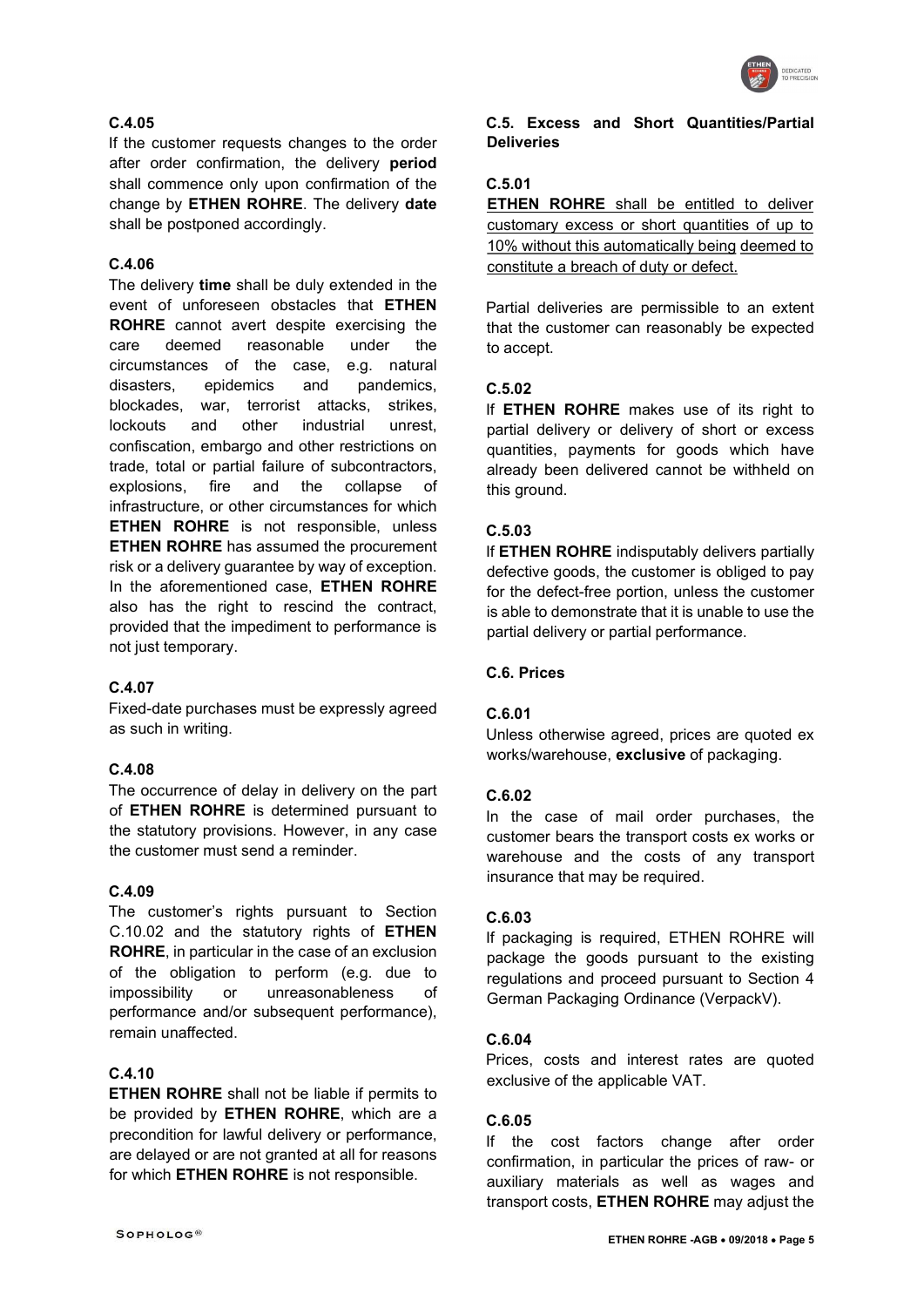### C.4.05

If the customer requests changes to the order after order confirmation, the delivery **period** shall commence only upon confirmation of the change by **ETHEN ROHRE**. The delivery **date** shall be postponed accordingly.

### C.4.06

The delivery **time** shall be duly extended in the event of unforeseen obstacles that **ETHEN ROHRE** cannot avert despite exercising the care deemed reasonable under the circumstances of the case, e.g. natural disasters, epidemics and pandemics, blockades, war, terrorist attacks, strikes, lockouts and other industrial unrest, confiscation, embargo and other restrictions on trade, total or partial failure of subcontractors, explosions, fire and the collapse of infrastructure, or other circumstances for which **ETHEN ROHRE** is not responsible, unless **ETHEN ROHRE** has assumed the procurement risk or a delivery guarantee by way of exception. In the aforementioned case, **ETHEN ROHRE** also has the right to rescind the contract, provided that the impediment to performance is not just temporary.

### C.4.07

Fixed-date purchases must be expressly agreed as such in writing.

### C.4.08

The occurrence of delay in delivery on the part of **ETHEN ROHRE** is determined pursuant to the statutory provisions. However, in any case the customer must send a reminder.

### C.4.09

The customer's rights pursuant to Section C.10.02 and the statutory rights of **ETHEN ROHRE**, in particular in the case of an exclusion of the obligation to perform (e.g. due to impossibility or unreasonableness of performance and/or subsequent performance), remain unaffected.

### C.4.10

**ETHEN ROHRE** shall not be liable if permits to be provided by **ETHEN ROHRE**, which are a precondition for lawful delivery or performance, are delayed or are not granted at all for reasons for which **ETHEN ROHRE** is not responsible.

## C.5. Excess and Short Quantities/Partial Deliveries

### C.5.01

<u>**ETHEN ROHRE** shall be entitled to deliver customary excess or short quantities of up to 10% without this automatically being deemed to constitute a breach of duty or defect.</u>

Partial deliveries are permissible to an extent that the customer can reasonably be expected to accept.

### C.5.02

If **ETHEN ROHRE** makes use of its right to partial delivery or delivery of short or excess quantities, payments for goods which have already been delivered cannot be withheld on this ground.

### C.5.03

If **ETHEN ROHRE** indisputably delivers partially defective goods, the customer is obliged to pay for the defect-free portion, unless the customer is able to demonstrate that it is unable to use the partial delivery or partial performance.

## C.6. Prices

### C.6.01

Unless otherwise agreed, prices are quoted ex works/warehouse, **exclusive** of packaging.

### C.6.02

In the case of mail order purchases, the customer bears the transport costs ex works or warehouse and the costs of any transport insurance that may be required.

### C.6.03

If packaging is required, ETHEN ROHRE will package the goods pursuant to the existing regulations and proceed pursuant to Section 4 German Packaging Ordinance (VerpackV).

### C.6.04

Prices, costs and interest rates are quoted exclusive of the applicable VAT.

### C.6.05

If the cost factors change after order confirmation, in particular the prices of raw- or auxiliary materials as well as wages and transport costs, **ETHEN ROHRE** may adjust the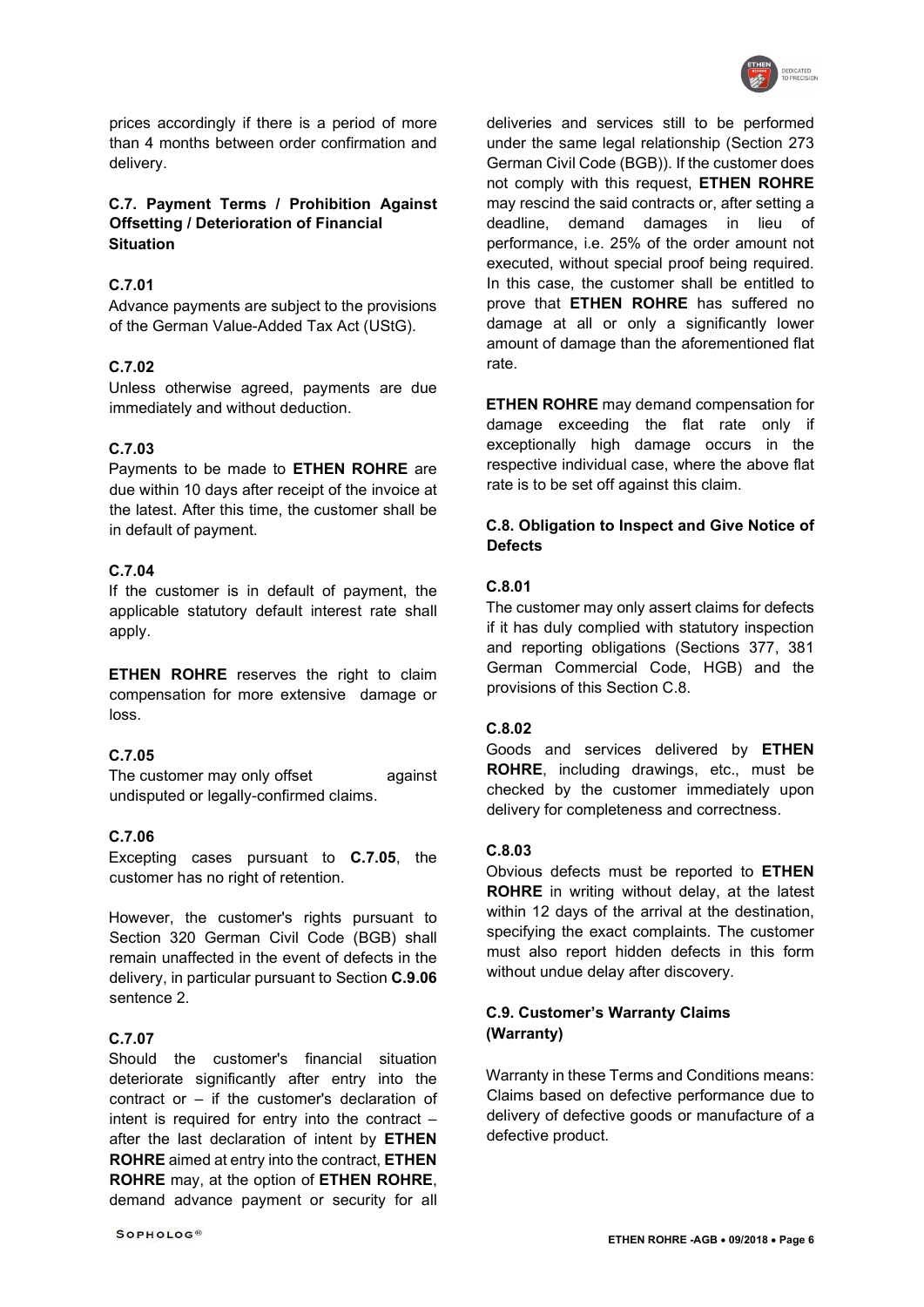prices accordingly if there is a period of more than 4 months between order confirmation and delivery.

### C.7. Payment Terms / Prohibition Against Offsetting / Deterioration of Financial Situation

#### C.7.01

Advance payments are subject to the provisions of the German Value-Added Tax Act (UStG).

#### C.7.02

Unless otherwise agreed, payments are due immediately and without deduction.

#### C.7.03

Payments to be made to **ETHEN ROHRE** are due within 10 days after receipt of the invoice at the latest. After this time, the customer shall be in default of payment.

#### C.7.04

If the customer is in default of payment, the applicable statutory default interest rate shall apply.

**ETHEN ROHRE** reserves the right to claim compensation for more extensive damage or loss.

#### C.7.05

The customer may only offset against undisputed or legally-confirmed claims.

#### C.7.06

Excepting cases pursuant to **C.7.05**, the customer has no right of retention.

However, the customer's rights pursuant to Section 320 German Civil Code (BGB) shall remain unaffected in the event of defects in the delivery, in particular pursuant to Section **C.9.06** sentence 2.

#### C.7.07

Should the customer's financial situation deteriorate significantly after entry into the contract or – if the customer's declaration of intent is required for entry into the contract – after the last declaration of intent by **ETHEN ROHRE** aimed at entry into the contract, **ETHEN ROHRE** may, at the option of **ETHEN ROHRE**, demand advance payment or security for all deliveries and services still to be performed under the same legal relationship (Section 273 German Civil Code (BGB)). If the customer does not comply with this request, **ETHEN ROHRE** may rescind the said contracts or, after setting a deadline, demand damages in lieu of performance, i.e. 25% of the order amount not executed, without special proof being required. In this case, the customer shall be entitled to prove that **ETHEN ROHRE** has suffered no damage at all or only a significantly lower amount of damage than the aforementioned flat rate.

**ETHEN ROHRE** may demand compensation for damage exceeding the flat rate only if exceptionally high damage occurs in the respective individual case, where the above flat rate is to be set off against this claim.

### C.8. Obligation to Inspect and Give Notice of Defects

#### C.8.01

The customer may only assert claims for defects if it has duly complied with statutory inspection and reporting obligations (Sections 377, 381 German Commercial Code, HGB) and the provisions of this Section C.8.

#### C.8.02

Goods and services delivered by **ETHEN ROHRE**, including drawings, etc., must be checked by the customer immediately upon delivery for completeness and correctness.

#### C.8.03

Obvious defects must be reported to **ETHEN ROHRE** in writing without delay, at the latest within 12 days of the arrival at the destination, specifying the exact complaints. The customer must also report hidden defects in this form without undue delay after discovery.

### C.9. Customer's Warranty Claims (Warranty)

Warranty in these Terms and Conditions means: Claims based on defective performance due to delivery of defective goods or manufacture of a defective product.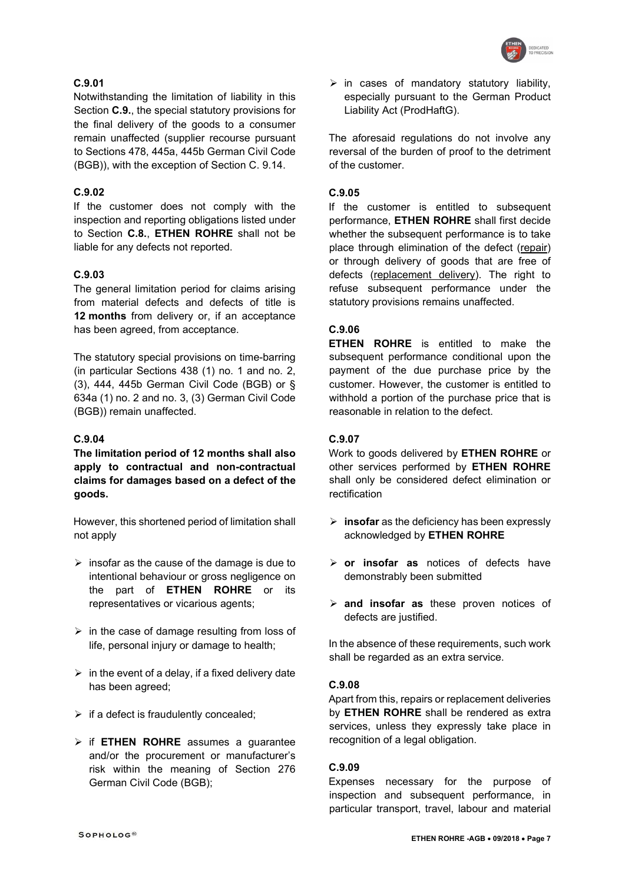### C.9.01

Notwithstanding the limitation of liability in this Section **C.9.**, the special statutory provisions for the final delivery of the goods to a consumer remain unaffected (supplier recourse pursuant to Sections 478, 445a, 445b German Civil Code (BGB)), with the exception of Section C. 9.14.

### C.9.02

If the customer does not comply with the inspection and reporting obligations listed under to Section **C.8.**, **ETHEN ROHRE** shall not be liable for any defects not reported.

### C.9.03

The general limitation period for claims arising from material defects and defects of title is **12 months** from delivery or, if an acceptance has been agreed, from acceptance.

The statutory special provisions on time-barring (in particular Sections 438 (1) no. 1 and no. 2, (3), 444, 445b German Civil Code (BGB) or § 634a (1) no. 2 and no. 3, (3) German Civil Code (BGB)) remain unaffected.

### C.9.04

**The limitation period of 12 months shall also apply to contractual and non-contractual claims for damages based on a defect of the goods.**

However, this shortened period of limitation shall not apply

- insofar as the cause of the damage is due to intentional behaviour or gross negligence on the part of **ETHEN ROHRE** or its representatives or vicarious agents;
- in the case of damage resulting from loss of life, personal injury or damage to health;
- in the event of a delay, if a fixed delivery date has been agreed;
- if a defect is fraudulently concealed;
- if **ETHEN ROHRE** assumes a guarantee and/or the procurement or manufacturer's risk within the meaning of Section 276 German Civil Code (BGB);
- in cases of mandatory statutory liability, especially pursuant to the German Product Liability Act (ProdHaftG).

The aforesaid regulations do not involve any reversal of the burden of proof to the detriment of the customer.

### C.9.05

If the customer is entitled to subsequent performance, **ETHEN ROHRE** shall first decide whether the subsequent performance is to take place through elimination of the defect (repair) or through delivery of goods that are free of defects (replacement delivery). The right to refuse subsequent performance under the statutory provisions remains unaffected.

### C.9.06

**ETHEN ROHRE** is entitled to make the subsequent performance conditional upon the payment of the due purchase price by the customer. However, the customer is entitled to withhold a portion of the purchase price that is reasonable in relation to the defect.

### C.9.07

Work to goods delivered by **ETHEN ROHRE** or other services performed by **ETHEN ROHRE** shall only be considered defect elimination or rectification

- **insofar** as the deficiency has been expressly acknowledged by **ETHEN ROHRE**
- **or insofar as** notices of defects have demonstrably been submitted
- **and insofar as** these proven notices of defects are justified.

In the absence of these requirements, such work shall be regarded as an extra service.

### C.9.08

Apart from this, repairs or replacement deliveries by **ETHEN ROHRE** shall be rendered as extra services, unless they expressly take place in recognition of a legal obligation.

### C.9.09

Expenses necessary for the purpose of inspection and subsequent performance, in particular transport, travel, labour and material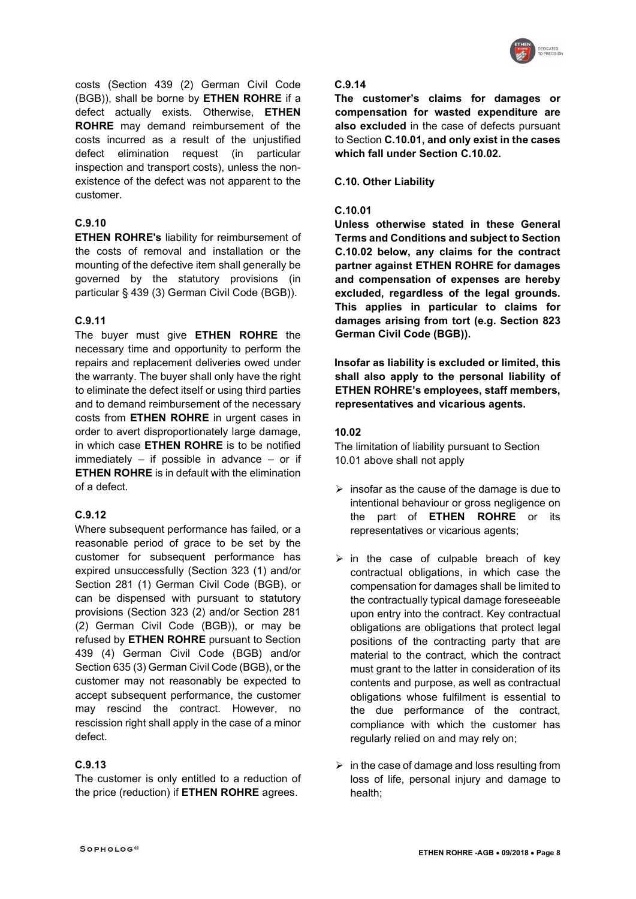costs (Section 439 (2) German Civil Code (BGB)), shall be borne by **ETHEN ROHRE** if a defect actually exists. Otherwise, **ETHEN ROHRE** may demand reimbursement of the costs incurred as a result of the unjustified defect elimination request (in particular inspection and transport costs), unless the non-existence of the defect was not apparent to the customer.

#### C.9.10

**ETHEN ROHRE's** liability for reimbursement of the costs of removal and installation or the mounting of the defective item shall generally be governed by the statutory provisions (in particular § 439 (3) German Civil Code (BGB)).

#### C.9.11

The buyer must give **ETHEN ROHRE** the necessary time and opportunity to perform the repairs and replacement deliveries owed under the warranty. The buyer shall only have the right to eliminate the defect itself or using third parties and to demand reimbursement of the necessary costs from **ETHEN ROHRE** in urgent cases in order to avert disproportionately large damage, in which case **ETHEN ROHRE** is to be notified immediately – if possible in advance – or if **ETHEN ROHRE** is in default with the elimination of a defect.

#### C.9.12

Where subsequent performance has failed, or a reasonable period of grace to be set by the customer for subsequent performance has expired unsuccessfully (Section 323 (1) and/or Section 281 (1) German Civil Code (BGB), or can be dispensed with pursuant to statutory provisions (Section 323 (2) and/or Section 281 (2) German Civil Code (BGB)), or may be refused by **ETHEN ROHRE** pursuant to Section 439 (4) German Civil Code (BGB) and/or Section 635 (3) German Civil Code (BGB), or the customer may not reasonably be expected to accept subsequent performance, the customer may rescind the contract. However, no rescission right shall apply in the case of a minor defect.

#### C.9.13

The customer is only entitled to a reduction of the price (reduction) if **ETHEN ROHRE** agrees.

#### C.9.14

**The customer's claims for damages or compensation for wasted expenditure are also excluded** in the case of defects pursuant to Section **C.10.01, and only exist in the cases which fall under Section C.10.02.**

### C.10. Other Liability

#### C.10.01

**Unless otherwise stated in these General Terms and Conditions and subject to Section C.10.02 below, any claims for the contract partner against ETHEN ROHRE for damages and compensation of expenses are hereby excluded, regardless of the legal grounds. This applies in particular to claims for damages arising from tort (e.g. Section 823 German Civil Code (BGB)).**

**Insofar as liability is excluded or limited, this shall also apply to the personal liability of ETHEN ROHRE's employees, staff members, representatives and vicarious agents.**

#### 10.02

The limitation of liability pursuant to Section 10.01 above shall not apply

- insofar as the cause of the damage is due to intentional behaviour or gross negligence on the part of **ETHEN ROHRE** or its representatives or vicarious agents;
- in the case of culpable breach of key contractual obligations, in which case the compensation for damages shall be limited to the contractually typical damage foreseeable upon entry into the contract. Key contractual obligations are obligations that protect legal positions of the contracting party that are material to the contract, which the contract must grant to the latter in consideration of its contents and purpose, as well as contractual obligations whose fulfilment is essential to the due performance of the contract, compliance with which the customer has regularly relied on and may rely on;
- in the case of damage and loss resulting from loss of life, personal injury and damage to health;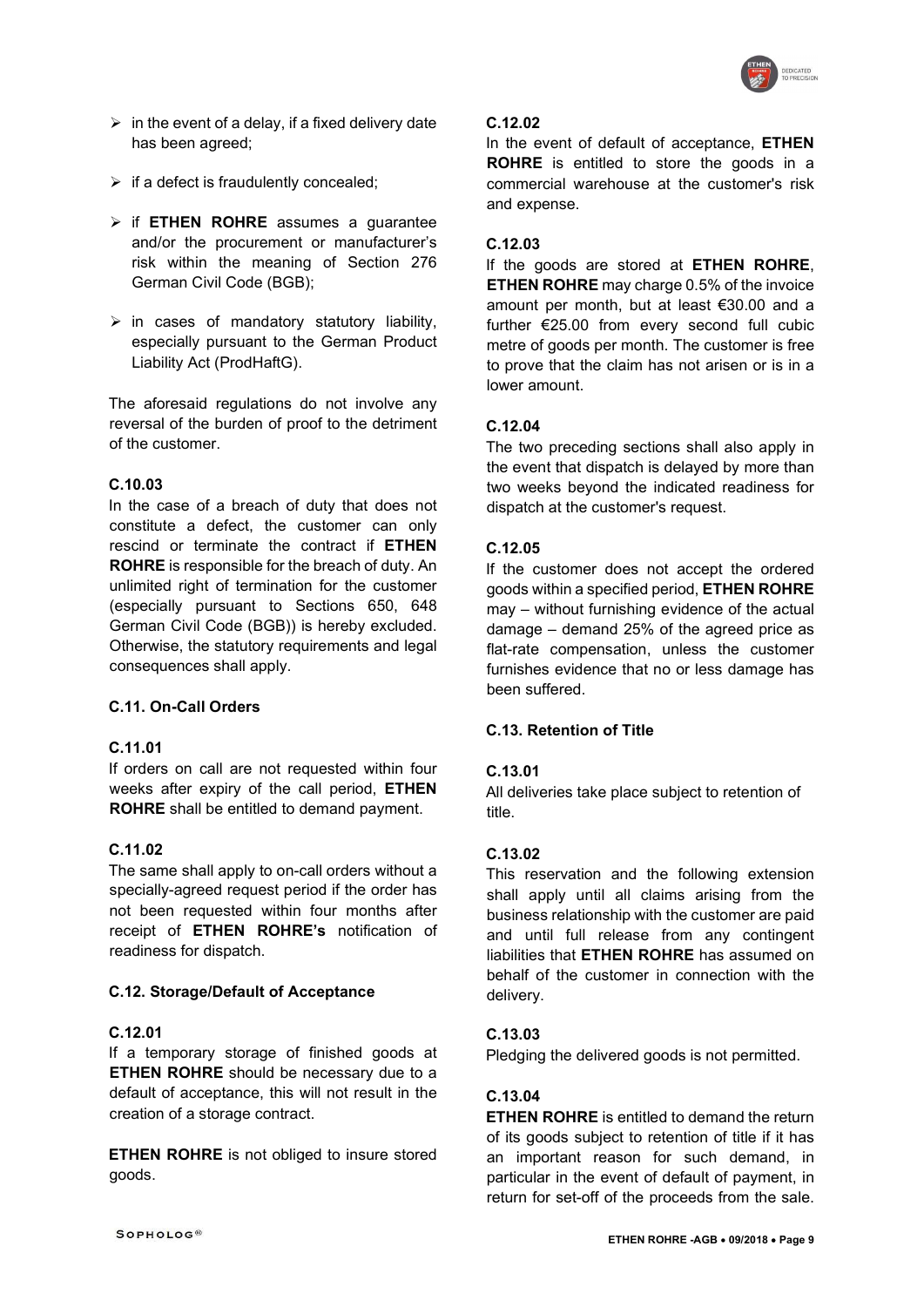- in the event of a delay, if a fixed delivery date has been agreed;
- if a defect is fraudulently concealed;
- if **ETHEN ROHRE** assumes a guarantee and/or the procurement or manufacturer's risk within the meaning of Section 276 German Civil Code (BGB);
- in cases of mandatory statutory liability, especially pursuant to the German Product Liability Act (ProdHaftG).

The aforesaid regulations do not involve any reversal of the burden of proof to the detriment of the customer.

#### C.10.03

In the case of a breach of duty that does not constitute a defect, the customer can only rescind or terminate the contract if **ETHEN ROHRE** is responsible for the breach of duty. An unlimited right of termination for the customer (especially pursuant to Sections 650, 648 German Civil Code (BGB)) is hereby excluded. Otherwise, the statutory requirements and legal consequences shall apply.

### C.11. On-Call Orders

#### C.11.01

If orders on call are not requested within four weeks after expiry of the call period, **ETHEN ROHRE** shall be entitled to demand payment.

#### C.11.02

The same shall apply to on-call orders without a specially-agreed request period if the order has not been requested within four months after receipt of **ETHEN ROHRE's** notification of readiness for dispatch.

### C.12. Storage/Default of Acceptance

#### C.12.01

If a temporary storage of finished goods at **ETHEN ROHRE** should be necessary due to a default of acceptance, this will not result in the creation of a storage contract.

**ETHEN ROHRE** is not obliged to insure stored goods.

#### C.12.02

In the event of default of acceptance, **ETHEN ROHRE** is entitled to store the goods in a commercial warehouse at the customer's risk and expense.

#### C.12.03

If the goods are stored at **ETHEN ROHRE**, **ETHEN ROHRE** may charge 0.5% of the invoice amount per month, but at least €30.00 and a further €25.00 from every second full cubic metre of goods per month. The customer is free to prove that the claim has not arisen or is in a lower amount.

#### C.12.04

The two preceding sections shall also apply in the event that dispatch is delayed by more than two weeks beyond the indicated readiness for dispatch at the customer's request.

#### C.12.05

If the customer does not accept the ordered goods within a specified period, **ETHEN ROHRE** may – without furnishing evidence of the actual damage – demand 25% of the agreed price as flat-rate compensation, unless the customer furnishes evidence that no or less damage has been suffered.

### C.13. Retention of Title

#### C.13.01

All deliveries take place subject to retention of title.

#### C.13.02

This reservation and the following extension shall apply until all claims arising from the business relationship with the customer are paid and until full release from any contingent liabilities that **ETHEN ROHRE** has assumed on behalf of the customer in connection with the delivery.

#### C.13.03

Pledging the delivered goods is not permitted.

#### C.13.04

**ETHEN ROHRE** is entitled to demand the return of its goods subject to retention of title if it has an important reason for such demand, in particular in the event of default of payment, in return for set-off of the proceeds from the sale.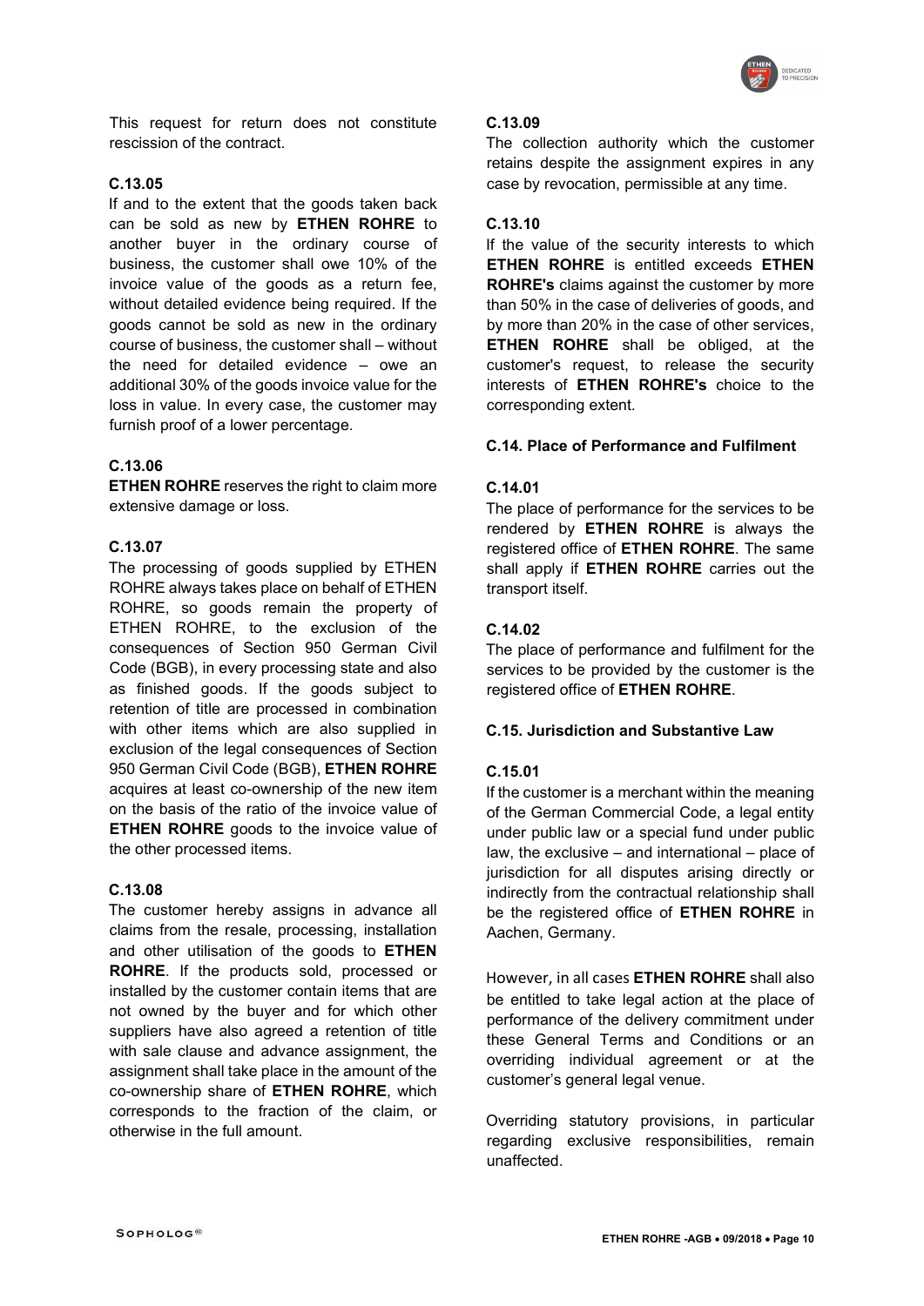This request for return does not constitute rescission of the contract.

**C.13.05**

If and to the extent that the goods taken back can be sold as new by **ETHEN ROHRE** to another buyer in the ordinary course of business, the customer shall owe 10% of the invoice value of the goods as a return fee, without detailed evidence being required. If the goods cannot be sold as new in the ordinary course of business, the customer shall – without the need for detailed evidence – owe an additional 30% of the goods invoice value for the loss in value. In every case, the customer may furnish proof of a lower percentage.

**C.13.06**

**ETHEN ROHRE** reserves the right to claim more extensive damage or loss.

**C.13.07**

The processing of goods supplied by ETHEN ROHRE always takes place on behalf of ETHEN ROHRE, so goods remain the property of ETHEN ROHRE, to the exclusion of the consequences of Section 950 German Civil Code (BGB), in every processing state and also as finished goods. If the goods subject to retention of title are processed in combination with other items which are also supplied in exclusion of the legal consequences of Section 950 German Civil Code (BGB), **ETHEN ROHRE** acquires at least co-ownership of the new item on the basis of the ratio of the invoice value of **ETHEN ROHRE** goods to the invoice value of the other processed items.

**C.13.08**

The customer hereby assigns in advance all claims from the resale, processing, installation and other utilisation of the goods to **ETHEN ROHRE**. If the products sold, processed or installed by the customer contain items that are not owned by the buyer and for which other suppliers have also agreed a retention of title with sale clause and advance assignment, the assignment shall take place in the amount of the co-ownership share of **ETHEN ROHRE**, which corresponds to the fraction of the claim, or otherwise in the full amount.

**C.13.09**

The collection authority which the customer retains despite the assignment expires in any case by revocation, permissible at any time.

**C.13.10**

If the value of the security interests to which **ETHEN ROHRE** is entitled exceeds **ETHEN ROHRE's** claims against the customer by more than 50% in the case of deliveries of goods, and by more than 20% in the case of other services, **ETHEN ROHRE** shall be obliged, at the customer's request, to release the security interests of **ETHEN ROHRE's** choice to the corresponding extent.

**C.14. Place of Performance and Fulfilment**

**C.14.01**

The place of performance for the services to be rendered by **ETHEN ROHRE** is always the registered office of **ETHEN ROHRE**. The same shall apply if **ETHEN ROHRE** carries out the transport itself.

**C.14.02**

The place of performance and fulfilment for the services to be provided by the customer is the registered office of **ETHEN ROHRE**.

**C.15. Jurisdiction and Substantive Law**

**C.15.01**

If the customer is a merchant within the meaning of the German Commercial Code, a legal entity under public law or a special fund under public law, the exclusive – and international – place of jurisdiction for all disputes arising directly or indirectly from the contractual relationship shall be the registered office of **ETHEN ROHRE** in Aachen, Germany.

However, in all cases **ETHEN ROHRE** shall also be entitled to take legal action at the place of performance of the delivery commitment under these General Terms and Conditions or an overriding individual agreement or at the customer's general legal venue.

Overriding statutory provisions, in particular regarding exclusive responsibilities, remain unaffected.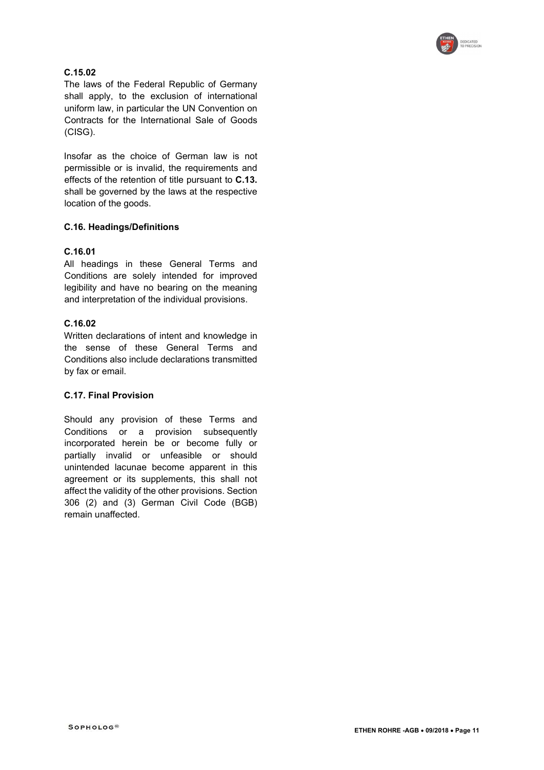**C.15.02**

The laws of the Federal Republic of Germany shall apply, to the exclusion of international uniform law, in particular the UN Convention on Contracts for the International Sale of Goods (CISG).

Insofar as the choice of German law is not permissible or is invalid, the requirements and effects of the retention of title pursuant to **C.13.** shall be governed by the laws at the respective location of the goods.

### C.16. Headings/Definitions

**C.16.01**

All headings in these General Terms and Conditions are solely intended for improved legibility and have no bearing on the meaning and interpretation of the individual provisions.

**C.16.02**

Written declarations of intent and knowledge in the sense of these General Terms and Conditions also include declarations transmitted by fax or email.

### C.17. Final Provision

Should any provision of these Terms and Conditions or a provision subsequently incorporated herein be or become fully or partially invalid or unfeasible or should unintended lacunae become apparent in this agreement or its supplements, this shall not affect the validity of the other provisions. Section 306 (2) and (3) German Civil Code (BGB) remain unaffected.